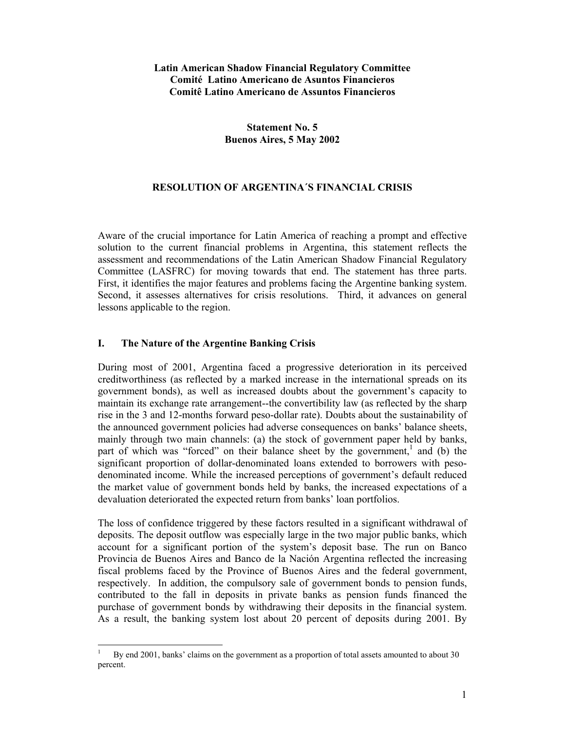**Latin American Shadow Financial Regulatory Committee**
**Comité Latino Americano de Asuntos Financieros**
**Comitê Latino Americano de Assuntos Financieros**

**Statement No. 5**
**Buenos Aires, 5 May 2002**

# RESOLUTION OF ARGENTINA´S FINANCIAL CRISIS

Aware of the crucial importance for Latin America of reaching a prompt and effective solution to the current financial problems in Argentina, this statement reflects the assessment and recommendations of the Latin American Shadow Financial Regulatory Committee (LASFRC) for moving towards that end. The statement has three parts. First, it identifies the major features and problems facing the Argentine banking system. Second, it assesses alternatives for crisis resolutions. Third, it advances on general lessons applicable to the region.

## I. The Nature of the Argentine Banking Crisis

During most of 2001, Argentina faced a progressive deterioration in its perceived creditworthiness (as reflected by a marked increase in the international spreads on its government bonds), as well as increased doubts about the government's capacity to maintain its exchange rate arrangement--the convertibility law (as reflected by the sharp rise in the 3 and 12-months forward peso-dollar rate). Doubts about the sustainability of the announced government policies had adverse consequences on banks' balance sheets, mainly through two main channels: (a) the stock of government paper held by banks, part of which was "forced" on their balance sheet by the government,[1] and (b) the significant proportion of dollar-denominated loans extended to borrowers with peso-denominated income. While the increased perceptions of government's default reduced the market value of government bonds held by banks, the increased expectations of a devaluation deteriorated the expected return from banks' loan portfolios.

The loss of confidence triggered by these factors resulted in a significant withdrawal of deposits. The deposit outflow was especially large in the two major public banks, which account for a significant portion of the system's deposit base. The run on Banco Provincia de Buenos Aires and Banco de la Nación Argentina reflected the increasing fiscal problems faced by the Province of Buenos Aires and the federal government, respectively. In addition, the compulsory sale of government bonds to pension funds, contributed to the fall in deposits in private banks as pension funds financed the purchase of government bonds by withdrawing their deposits in the financial system. As a result, the banking system lost about 20 percent of deposits during 2001. By

---

[1] By end 2001, banks' claims on the government as a proportion of total assets amounted to about 30 percent.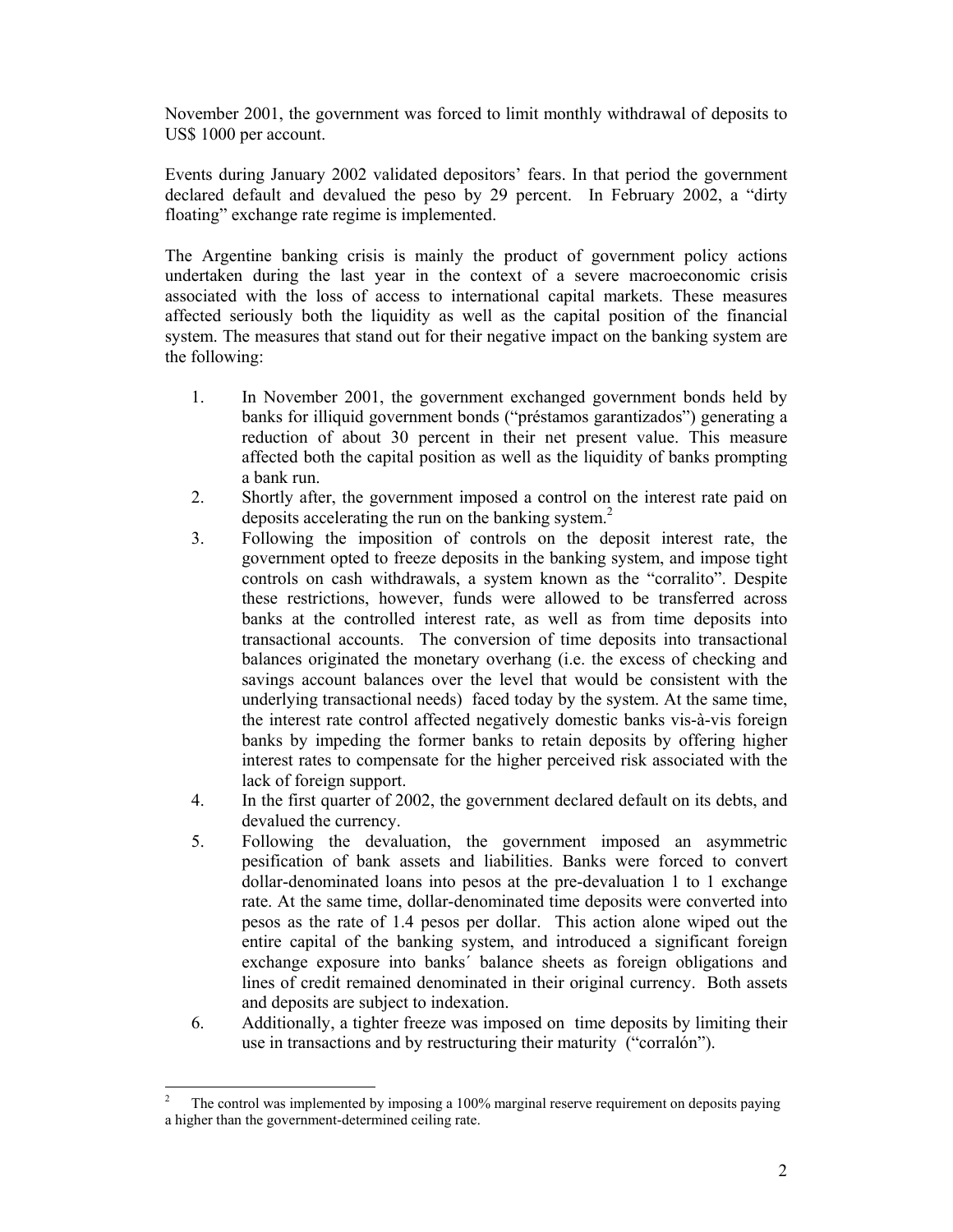November 2001, the government was forced to limit monthly withdrawal of deposits to US$ 1000 per account.

Events during January 2002 validated depositors' fears. In that period the government declared default and devalued the peso by 29 percent. In February 2002, a "dirty floating" exchange rate regime is implemented.

The Argentine banking crisis is mainly the product of government policy actions undertaken during the last year in the context of a severe macroeconomic crisis associated with the loss of access to international capital markets. These measures affected seriously both the liquidity as well as the capital position of the financial system. The measures that stand out for their negative impact on the banking system are the following:

1. In November 2001, the government exchanged government bonds held by banks for illiquid government bonds ("préstamos garantizados") generating a reduction of about 30 percent in their net present value. This measure affected both the capital position as well as the liquidity of banks prompting a bank run.
2. Shortly after, the government imposed a control on the interest rate paid on deposits accelerating the run on the banking system.[2]
3. Following the imposition of controls on the deposit interest rate, the government opted to freeze deposits in the banking system, and impose tight controls on cash withdrawals, a system known as the "corralito". Despite these restrictions, however, funds were allowed to be transferred across banks at the controlled interest rate, as well as from time deposits into transactional accounts. The conversion of time deposits into transactional balances originated the monetary overhang (i.e. the excess of checking and savings account balances over the level that would be consistent with the underlying transactional needs) faced today by the system. At the same time, the interest rate control affected negatively domestic banks vis-à-vis foreign banks by impeding the former banks to retain deposits by offering higher interest rates to compensate for the higher perceived risk associated with the lack of foreign support.
4. In the first quarter of 2002, the government declared default on its debts, and devalued the currency.
5. Following the devaluation, the government imposed an asymmetric pesification of bank assets and liabilities. Banks were forced to convert dollar-denominated loans into pesos at the pre-devaluation 1 to 1 exchange rate. At the same time, dollar-denominated time deposits were converted into pesos as the rate of 1.4 pesos per dollar. This action alone wiped out the entire capital of the banking system, and introduced a significant foreign exchange exposure into banks´ balance sheets as foreign obligations and lines of credit remained denominated in their original currency. Both assets and deposits are subject to indexation.
6. Additionally, a tighter freeze was imposed on time deposits by limiting their use in transactions and by restructuring their maturity ("corralón").

[2] The control was implemented by imposing a 100% marginal reserve requirement on deposits paying a higher than the government-determined ceiling rate.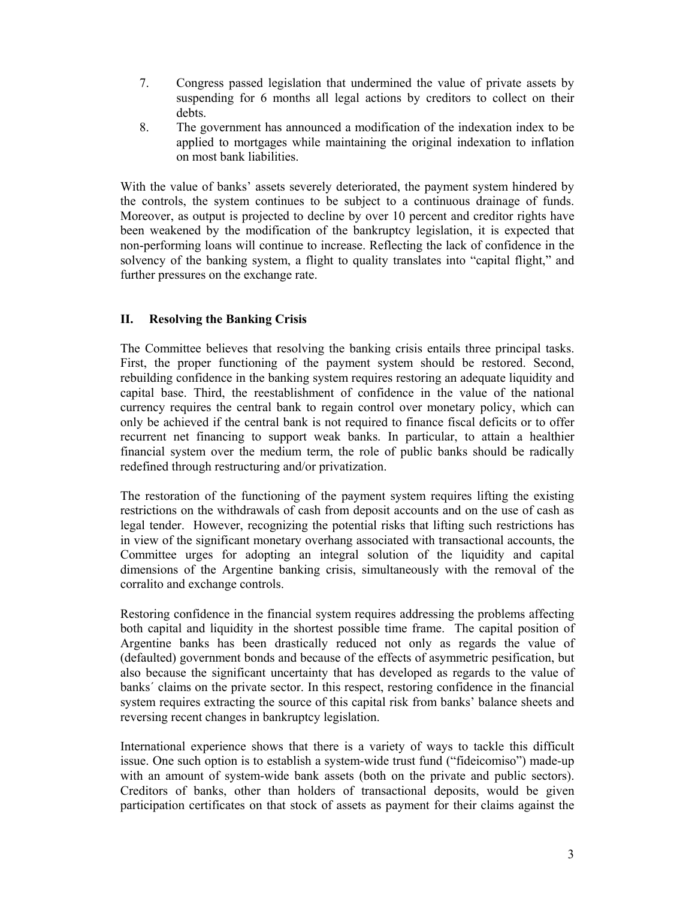7. Congress passed legislation that undermined the value of private assets by suspending for 6 months all legal actions by creditors to collect on their debts.
8. The government has announced a modification of the indexation index to be applied to mortgages while maintaining the original indexation to inflation on most bank liabilities.

With the value of banks' assets severely deteriorated, the payment system hindered by the controls, the system continues to be subject to a continuous drainage of funds. Moreover, as output is projected to decline by over 10 percent and creditor rights have been weakened by the modification of the bankruptcy legislation, it is expected that non-performing loans will continue to increase. Reflecting the lack of confidence in the solvency of the banking system, a flight to quality translates into "capital flight," and further pressures on the exchange rate.

## II. Resolving the Banking Crisis

The Committee believes that resolving the banking crisis entails three principal tasks. First, the proper functioning of the payment system should be restored. Second, rebuilding confidence in the banking system requires restoring an adequate liquidity and capital base. Third, the reestablishment of confidence in the value of the national currency requires the central bank to regain control over monetary policy, which can only be achieved if the central bank is not required to finance fiscal deficits or to offer recurrent net financing to support weak banks. In particular, to attain a healthier financial system over the medium term, the role of public banks should be radically redefined through restructuring and/or privatization.

The restoration of the functioning of the payment system requires lifting the existing restrictions on the withdrawals of cash from deposit accounts and on the use of cash as legal tender. However, recognizing the potential risks that lifting such restrictions has in view of the significant monetary overhang associated with transactional accounts, the Committee urges for adopting an integral solution of the liquidity and capital dimensions of the Argentine banking crisis, simultaneously with the removal of the corralito and exchange controls.

Restoring confidence in the financial system requires addressing the problems affecting both capital and liquidity in the shortest possible time frame. The capital position of Argentine banks has been drastically reduced not only as regards the value of (defaulted) government bonds and because of the effects of asymmetric pesification, but also because the significant uncertainty that has developed as regards to the value of banks´ claims on the private sector. In this respect, restoring confidence in the financial system requires extracting the source of this capital risk from banks' balance sheets and reversing recent changes in bankruptcy legislation.

International experience shows that there is a variety of ways to tackle this difficult issue. One such option is to establish a system-wide trust fund ("fideicomiso") made-up with an amount of system-wide bank assets (both on the private and public sectors). Creditors of banks, other than holders of transactional deposits, would be given participation certificates on that stock of assets as payment for their claims against the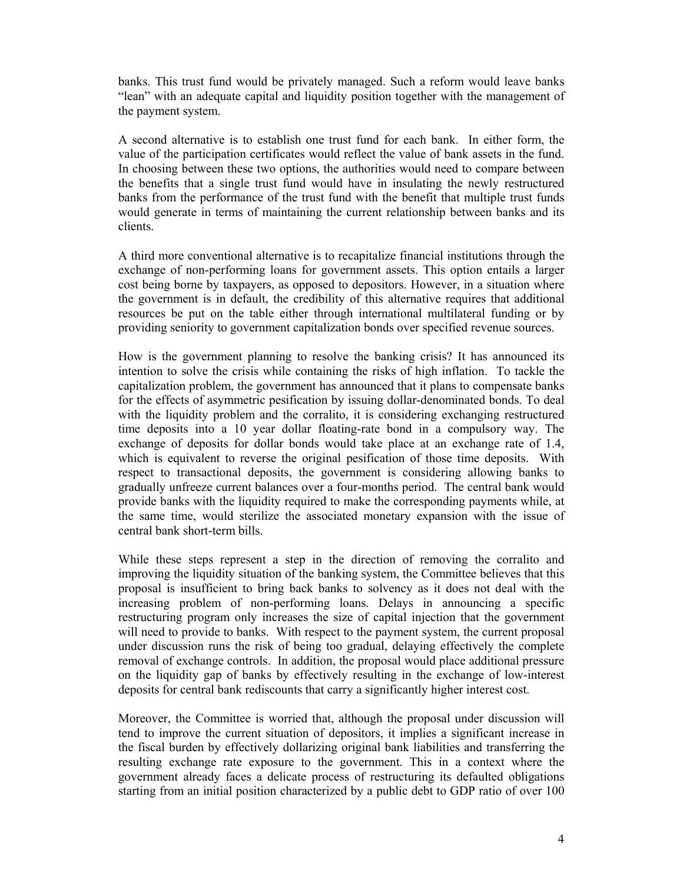banks. This trust fund would be privately managed. Such a reform would leave banks "lean" with an adequate capital and liquidity position together with the management of the payment system.

A second alternative is to establish one trust fund for each bank. In either form, the value of the participation certificates would reflect the value of bank assets in the fund. In choosing between these two options, the authorities would need to compare between the benefits that a single trust fund would have in insulating the newly restructured banks from the performance of the trust fund with the benefit that multiple trust funds would generate in terms of maintaining the current relationship between banks and its clients.

A third more conventional alternative is to recapitalize financial institutions through the exchange of non-performing loans for government assets. This option entails a larger cost being borne by taxpayers, as opposed to depositors. However, in a situation where the government is in default, the credibility of this alternative requires that additional resources be put on the table either through international multilateral funding or by providing seniority to government capitalization bonds over specified revenue sources.

How is the government planning to resolve the banking crisis? It has announced its intention to solve the crisis while containing the risks of high inflation. To tackle the capitalization problem, the government has announced that it plans to compensate banks for the effects of asymmetric pesification by issuing dollar-denominated bonds. To deal with the liquidity problem and the corralito, it is considering exchanging restructured time deposits into a 10 year dollar floating-rate bond in a compulsory way. The exchange of deposits for dollar bonds would take place at an exchange rate of 1.4, which is equivalent to reverse the original pesification of those time deposits. With respect to transactional deposits, the government is considering allowing banks to gradually unfreeze current balances over a four-months period. The central bank would provide banks with the liquidity required to make the corresponding payments while, at the same time, would sterilize the associated monetary expansion with the issue of central bank short-term bills.

While these steps represent a step in the direction of removing the corralito and improving the liquidity situation of the banking system, the Committee believes that this proposal is insufficient to bring back banks to solvency as it does not deal with the increasing problem of non-performing loans. Delays in announcing a specific restructuring program only increases the size of capital injection that the government will need to provide to banks. With respect to the payment system, the current proposal under discussion runs the risk of being too gradual, delaying effectively the complete removal of exchange controls. In addition, the proposal would place additional pressure on the liquidity gap of banks by effectively resulting in the exchange of low-interest deposits for central bank rediscounts that carry a significantly higher interest cost.

Moreover, the Committee is worried that, although the proposal under discussion will tend to improve the current situation of depositors, it implies a significant increase in the fiscal burden by effectively dollarizing original bank liabilities and transferring the resulting exchange rate exposure to the government. This in a context where the government already faces a delicate process of restructuring its defaulted obligations starting from an initial position characterized by a public debt to GDP ratio of over 100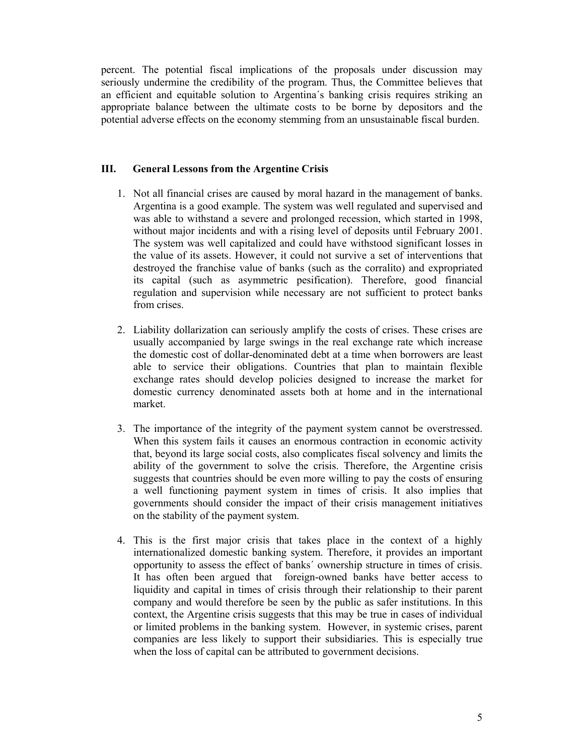percent. The potential fiscal implications of the proposals under discussion may seriously undermine the credibility of the program. Thus, the Committee believes that an efficient and equitable solution to Argentina´s banking crisis requires striking an appropriate balance between the ultimate costs to be borne by depositors and the potential adverse effects on the economy stemming from an unsustainable fiscal burden.

## III. General Lessons from the Argentine Crisis

1. Not all financial crises are caused by moral hazard in the management of banks. Argentina is a good example. The system was well regulated and supervised and was able to withstand a severe and prolonged recession, which started in 1998, without major incidents and with a rising level of deposits until February 2001. The system was well capitalized and could have withstood significant losses in the value of its assets. However, it could not survive a set of interventions that destroyed the franchise value of banks (such as the corralito) and expropriated its capital (such as asymmetric pesification). Therefore, good financial regulation and supervision while necessary are not sufficient to protect banks from crises.

2. Liability dollarization can seriously amplify the costs of crises. These crises are usually accompanied by large swings in the real exchange rate which increase the domestic cost of dollar-denominated debt at a time when borrowers are least able to service their obligations. Countries that plan to maintain flexible exchange rates should develop policies designed to increase the market for domestic currency denominated assets both at home and in the international market.

3. The importance of the integrity of the payment system cannot be overstressed. When this system fails it causes an enormous contraction in economic activity that, beyond its large social costs, also complicates fiscal solvency and limits the ability of the government to solve the crisis. Therefore, the Argentine crisis suggests that countries should be even more willing to pay the costs of ensuring a well functioning payment system in times of crisis. It also implies that governments should consider the impact of their crisis management initiatives on the stability of the payment system.

4. This is the first major crisis that takes place in the context of a highly internationalized domestic banking system. Therefore, it provides an important opportunity to assess the effect of banks´ ownership structure in times of crisis. It has often been argued that foreign-owned banks have better access to liquidity and capital in times of crisis through their relationship to their parent company and would therefore be seen by the public as safer institutions. In this context, the Argentine crisis suggests that this may be true in cases of individual or limited problems in the banking system. However, in systemic crises, parent companies are less likely to support their subsidiaries. This is especially true when the loss of capital can be attributed to government decisions.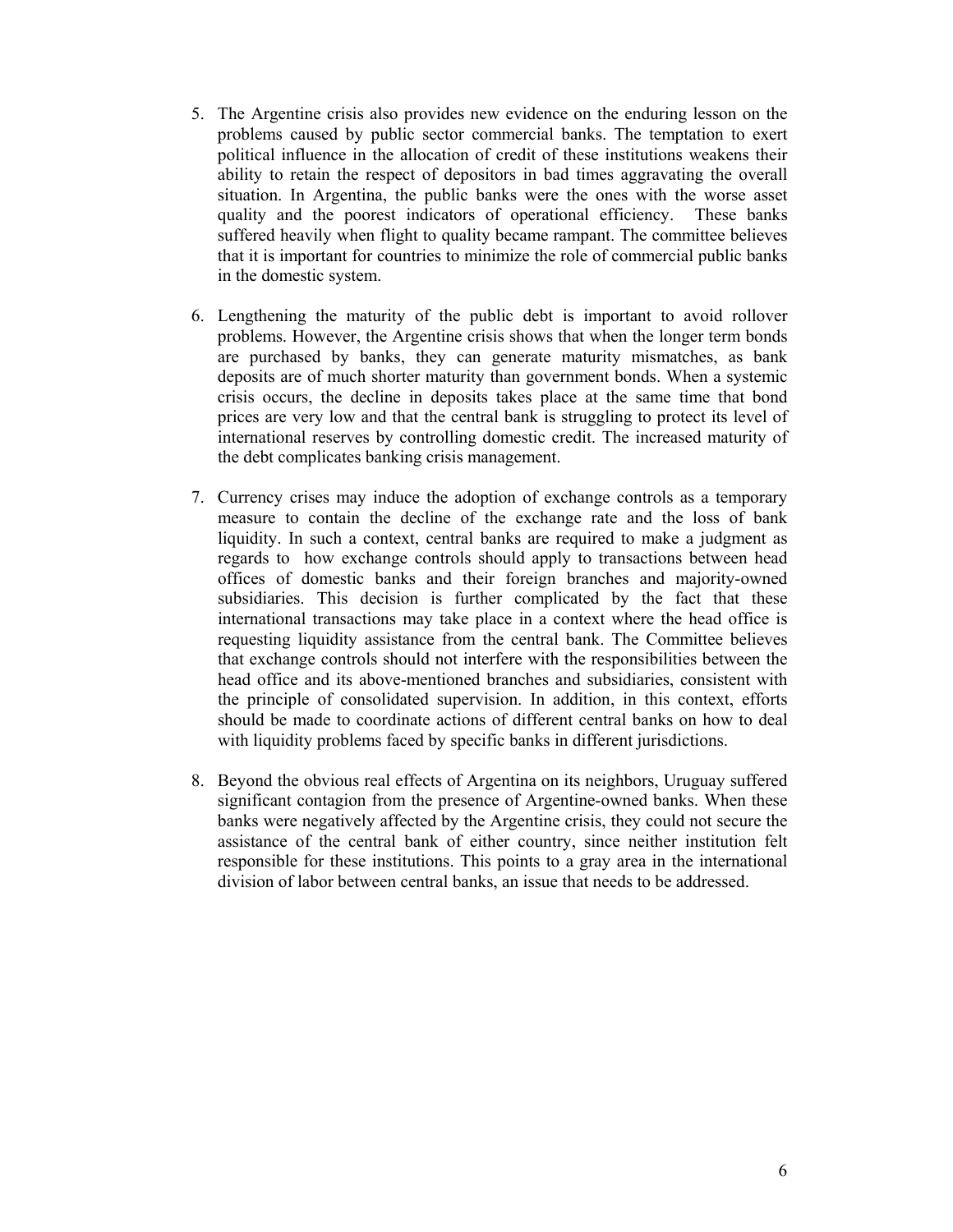5. The Argentine crisis also provides new evidence on the enduring lesson on the problems caused by public sector commercial banks. The temptation to exert political influence in the allocation of credit of these institutions weakens their ability to retain the respect of depositors in bad times aggravating the overall situation. In Argentina, the public banks were the ones with the worse asset quality and the poorest indicators of operational efficiency. These banks suffered heavily when flight to quality became rampant. The committee believes that it is important for countries to minimize the role of commercial public banks in the domestic system.

6. Lengthening the maturity of the public debt is important to avoid rollover problems. However, the Argentine crisis shows that when the longer term bonds are purchased by banks, they can generate maturity mismatches, as bank deposits are of much shorter maturity than government bonds. When a systemic crisis occurs, the decline in deposits takes place at the same time that bond prices are very low and that the central bank is struggling to protect its level of international reserves by controlling domestic credit. The increased maturity of the debt complicates banking crisis management.

7. Currency crises may induce the adoption of exchange controls as a temporary measure to contain the decline of the exchange rate and the loss of bank liquidity. In such a context, central banks are required to make a judgment as regards to how exchange controls should apply to transactions between head offices of domestic banks and their foreign branches and majority-owned subsidiaries. This decision is further complicated by the fact that these international transactions may take place in a context where the head office is requesting liquidity assistance from the central bank. The Committee believes that exchange controls should not interfere with the responsibilities between the head office and its above-mentioned branches and subsidiaries, consistent with the principle of consolidated supervision. In addition, in this context, efforts should be made to coordinate actions of different central banks on how to deal with liquidity problems faced by specific banks in different jurisdictions.

8. Beyond the obvious real effects of Argentina on its neighbors, Uruguay suffered significant contagion from the presence of Argentine-owned banks. When these banks were negatively affected by the Argentine crisis, they could not secure the assistance of the central bank of either country, since neither institution felt responsible for these institutions. This points to a gray area in the international division of labor between central banks, an issue that needs to be addressed.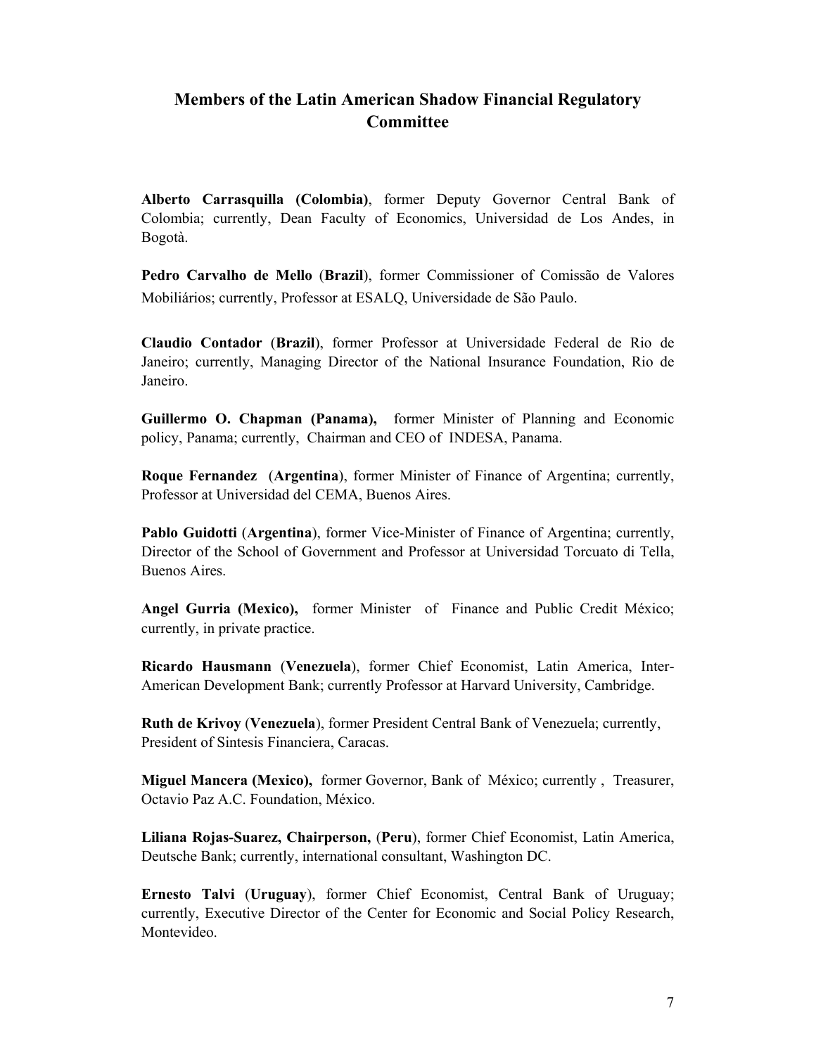## Members of the Latin American Shadow Financial Regulatory Committee

**Alberto Carrasquilla (Colombia)**, former Deputy Governor Central Bank of Colombia; currently, Dean Faculty of Economics, Universidad de Los Andes, in Bogotà.

**Pedro Carvalho de Mello** (**Brazil**), former Commissioner of Comissão de Valores Mobiliários; currently, Professor at ESALQ, Universidade de São Paulo.

**Claudio Contador** (**Brazil**), former Professor at Universidade Federal de Rio de Janeiro; currently, Managing Director of the National Insurance Foundation, Rio de Janeiro.

**Guillermo O. Chapman (Panama),** former Minister of Planning and Economic policy, Panama; currently, Chairman and CEO of INDESA, Panama.

**Roque Fernandez** (**Argentina**), former Minister of Finance of Argentina; currently, Professor at Universidad del CEMA, Buenos Aires.

**Pablo Guidotti** (**Argentina**), former Vice-Minister of Finance of Argentina; currently, Director of the School of Government and Professor at Universidad Torcuato di Tella, Buenos Aires.

**Angel Gurria (Mexico),** former Minister of Finance and Public Credit México; currently, in private practice.

**Ricardo Hausmann** (**Venezuela**), former Chief Economist, Latin America, Inter-American Development Bank; currently Professor at Harvard University, Cambridge.

**Ruth de Krivoy** (**Venezuela**), former President Central Bank of Venezuela; currently, President of Sintesis Financiera, Caracas.

**Miguel Mancera (Mexico),** former Governor, Bank of México; currently , Treasurer, Octavio Paz A.C. Foundation, México.

**Liliana Rojas-Suarez, Chairperson,** (**Peru**), former Chief Economist, Latin America, Deutsche Bank; currently, international consultant, Washington DC.

**Ernesto Talvi** (**Uruguay**), former Chief Economist, Central Bank of Uruguay; currently, Executive Director of the Center for Economic and Social Policy Research, Montevideo.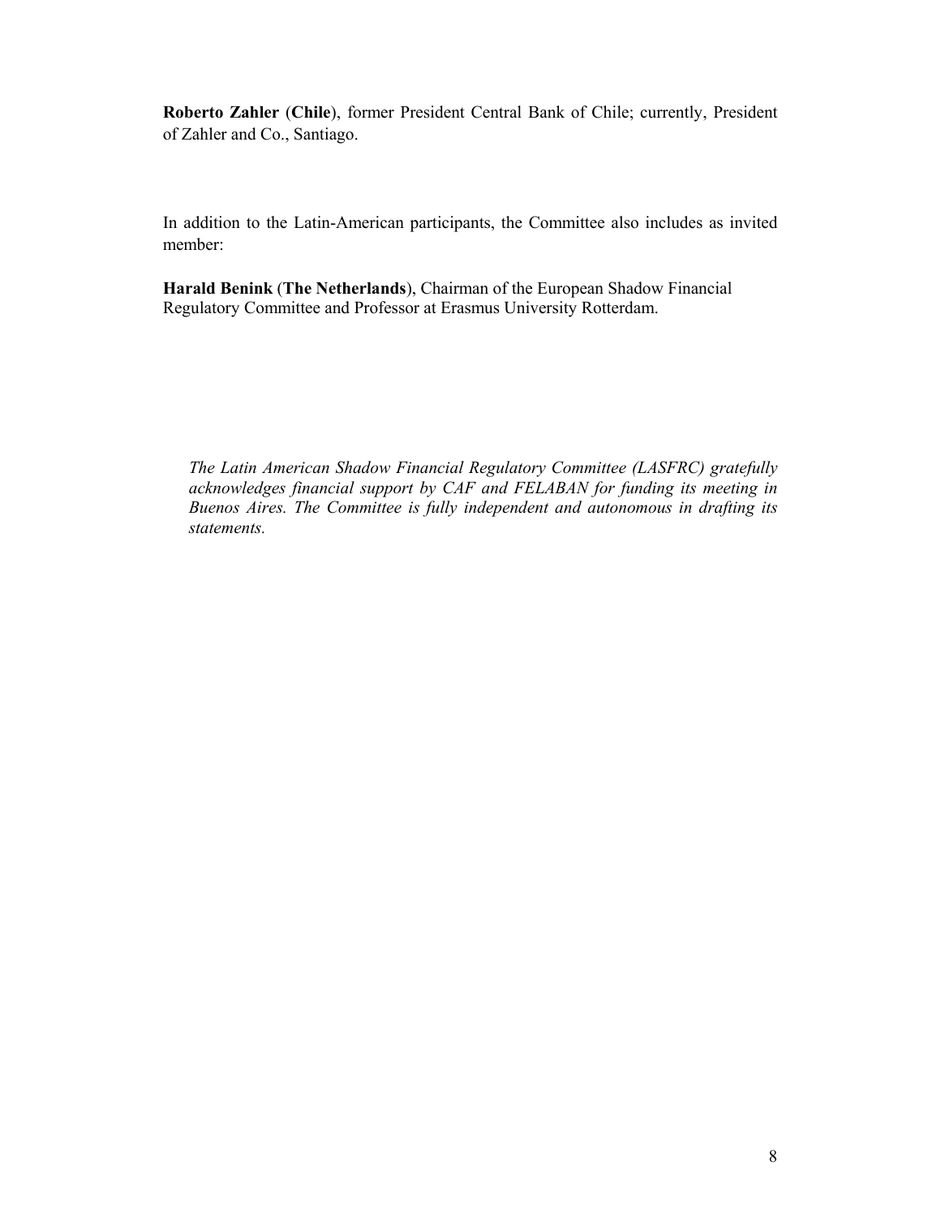**Roberto Zahler** (**Chile**), former President Central Bank of Chile; currently, President of Zahler and Co., Santiago.

In addition to the Latin-American participants, the Committee also includes as invited member:

**Harald Benink** (**The Netherlands**), Chairman of the European Shadow Financial Regulatory Committee and Professor at Erasmus University Rotterdam.

*The Latin American Shadow Financial Regulatory Committee (LASFRC) gratefully acknowledges financial support by CAF and FELABAN for funding its meeting in Buenos Aires. The Committee is fully independent and autonomous in drafting its statements.*